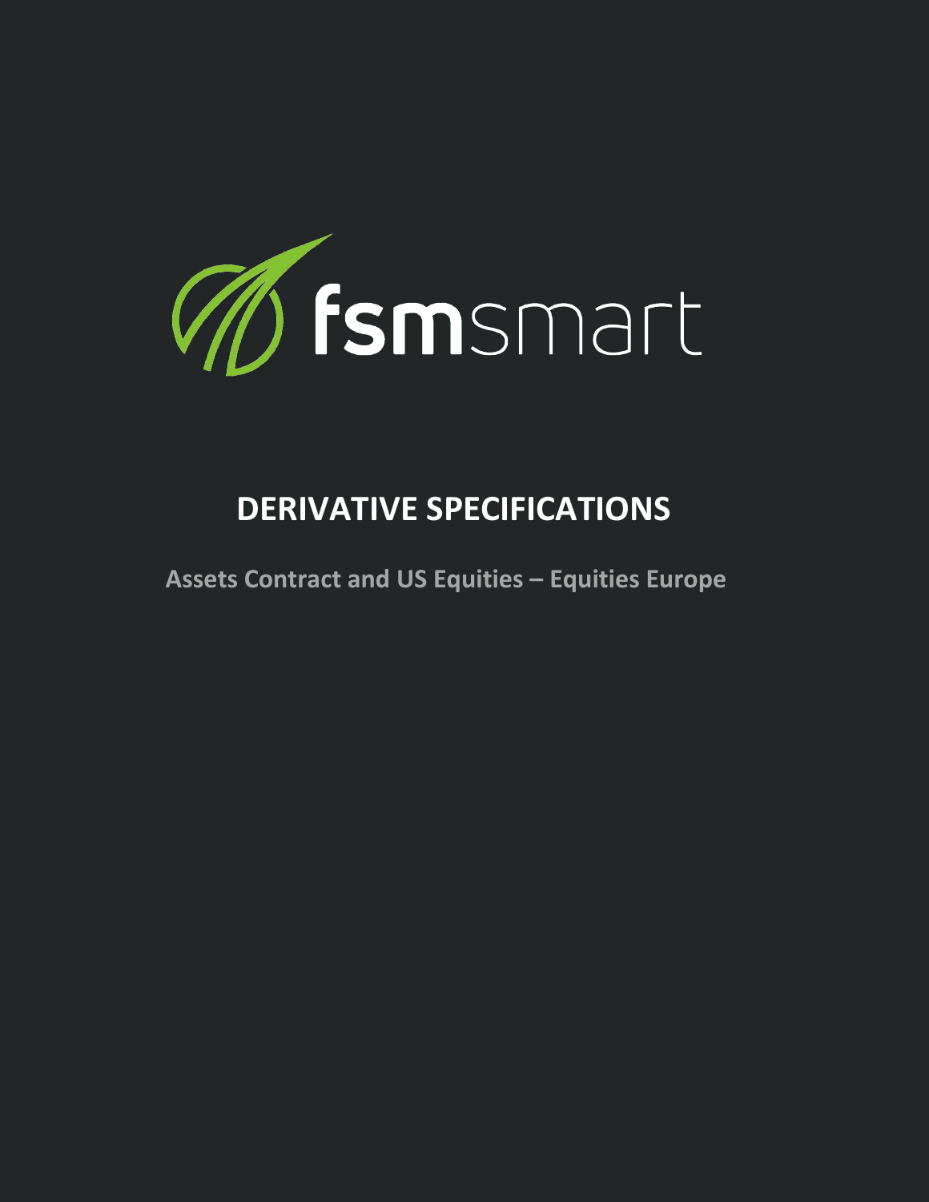fsmsmart

# DERIVATIVE SPECIFICATIONS

**Assets Contract and US Equities – Equities Europe**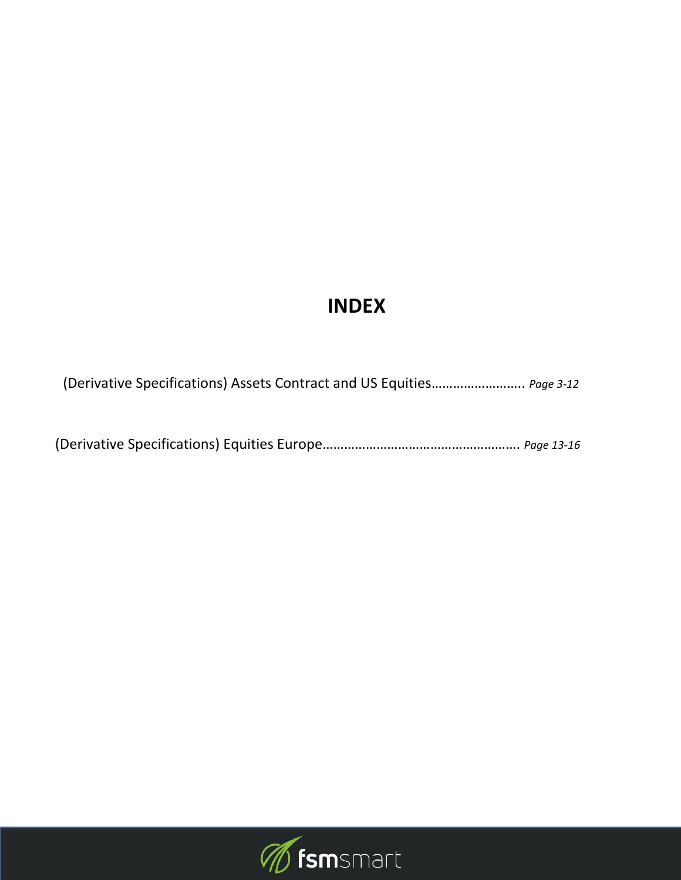# INDEX

(Derivative Specifications) Assets Contract and US Equities……………………. *Page 3-12*

(Derivative Specifications) Equities Europe………………………………………………. *Page 13-16*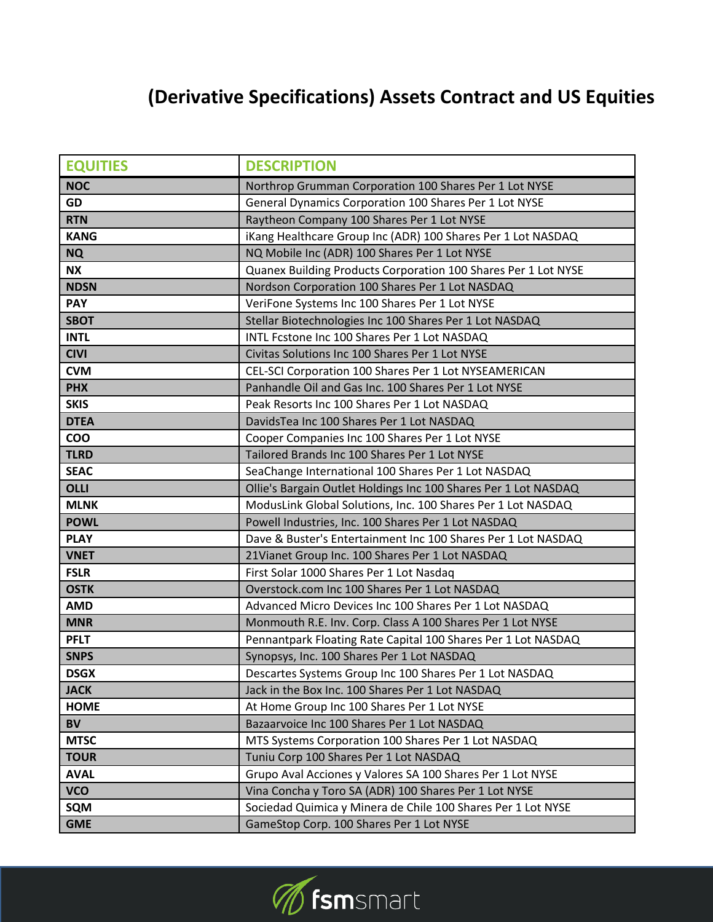# (Derivative Specifications) Assets Contract and US Equities

| EQUITIES | DESCRIPTION |
|---|---|
| NOC | Northrop Grumman Corporation 100 Shares Per 1 Lot NYSE |
| GD | General Dynamics Corporation 100 Shares Per 1 Lot NYSE |
| RTN | Raytheon Company 100 Shares Per 1 Lot NYSE |
| KANG | iKang Healthcare Group Inc (ADR) 100 Shares Per 1 Lot NASDAQ |
| NQ | NQ Mobile Inc (ADR) 100 Shares Per 1 Lot NYSE |
| NX | Quanex Building Products Corporation 100 Shares Per 1 Lot NYSE |
| NDSN | Nordson Corporation 100 Shares Per 1 Lot NASDAQ |
| PAY | VeriFone Systems Inc 100 Shares Per 1 Lot NYSE |
| SBOT | Stellar Biotechnologies Inc 100 Shares Per 1 Lot NASDAQ |
| INTL | INTL Fcstone Inc 100 Shares Per 1 Lot NASDAQ |
| CIVI | Civitas Solutions Inc 100 Shares Per 1 Lot NYSE |
| CVM | CEL-SCI Corporation 100 Shares Per 1 Lot NYSEAMERICAN |
| PHX | Panhandle Oil and Gas Inc. 100 Shares Per 1 Lot NYSE |
| SKIS | Peak Resorts Inc 100 Shares Per 1 Lot NASDAQ |
| DTEA | DavidsTea Inc 100 Shares Per 1 Lot NASDAQ |
| COO | Cooper Companies Inc 100 Shares Per 1 Lot NYSE |
| TLRD | Tailored Brands Inc 100 Shares Per 1 Lot NYSE |
| SEAC | SeaChange International 100 Shares Per 1 Lot NASDAQ |
| OLLI | Ollie's Bargain Outlet Holdings Inc 100 Shares Per 1 Lot NASDAQ |
| MLNK | ModusLink Global Solutions, Inc. 100 Shares Per 1 Lot NASDAQ |
| POWL | Powell Industries, Inc. 100 Shares Per 1 Lot NASDAQ |
| PLAY | Dave & Buster's Entertainment Inc 100 Shares Per 1 Lot NASDAQ |
| VNET | 21Vianet Group Inc. 100 Shares Per 1 Lot NASDAQ |
| FSLR | First Solar 1000 Shares Per 1 Lot Nasdaq |
| OSTK | Overstock.com Inc 100 Shares Per 1 Lot NASDAQ |
| AMD | Advanced Micro Devices Inc 100 Shares Per 1 Lot NASDAQ |
| MNR | Monmouth R.E. Inv. Corp. Class A 100 Shares Per 1 Lot NYSE |
| PFLT | Pennantpark Floating Rate Capital 100 Shares Per 1 Lot NASDAQ |
| SNPS | Synopsys, Inc. 100 Shares Per 1 Lot NASDAQ |
| DSGX | Descartes Systems Group Inc 100 Shares Per 1 Lot NASDAQ |
| JACK | Jack in the Box Inc. 100 Shares Per 1 Lot NASDAQ |
| HOME | At Home Group Inc 100 Shares Per 1 Lot NYSE |
| BV | Bazaarvoice Inc 100 Shares Per 1 Lot NASDAQ |
| MTSC | MTS Systems Corporation 100 Shares Per 1 Lot NASDAQ |
| TOUR | Tuniu Corp 100 Shares Per 1 Lot NASDAQ |
| AVAL | Grupo Aval Acciones y Valores SA 100 Shares Per 1 Lot NYSE |
| VCO | Vina Concha y Toro SA (ADR) 100 Shares Per 1 Lot NYSE |
| SQM | Sociedad Quimica y Minera de Chile 100 Shares Per 1 Lot NYSE |
| GME | GameStop Corp. 100 Shares Per 1 Lot NYSE |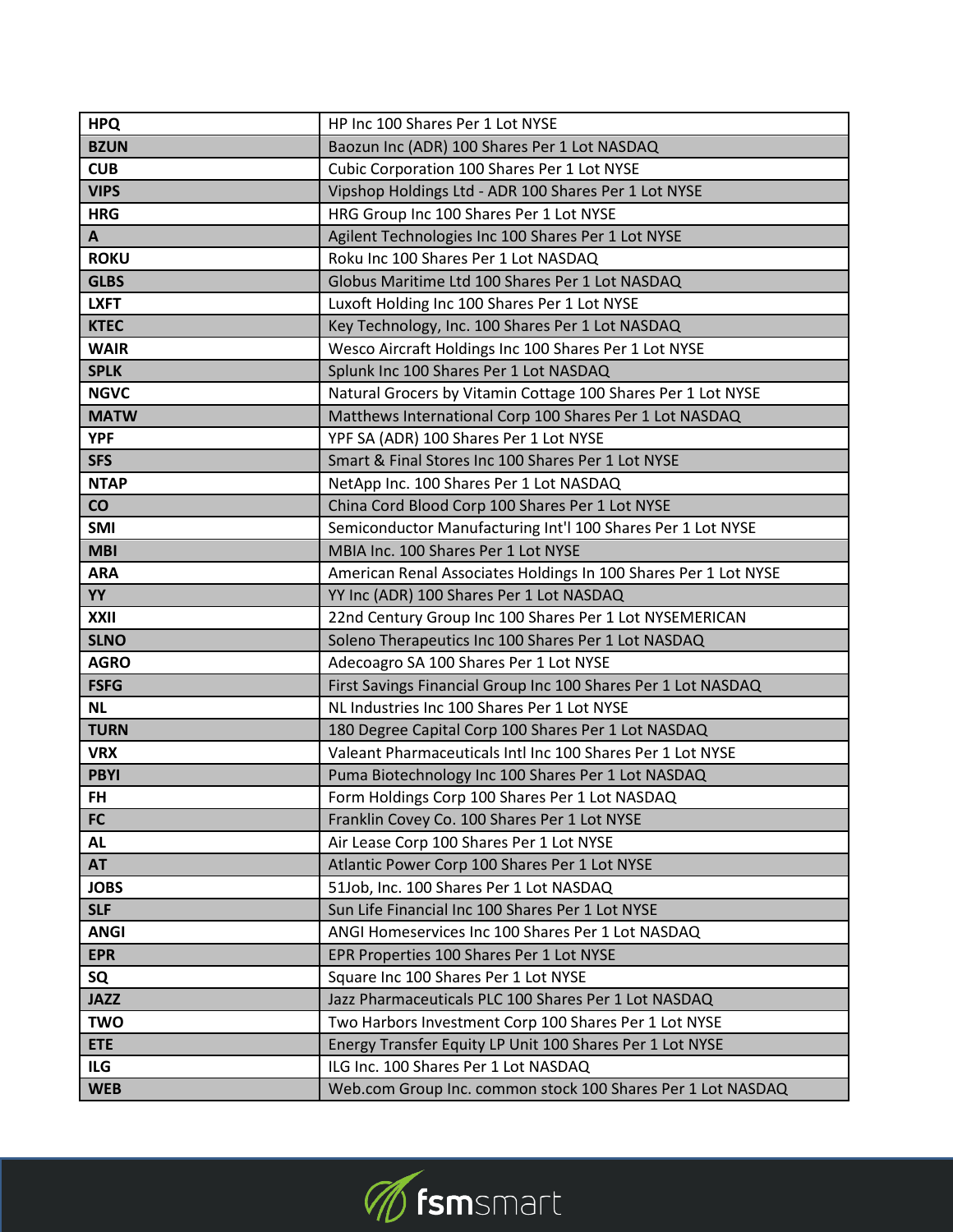| **HPQ** | HP Inc 100 Shares Per 1 Lot NYSE |
|---|---|
| **BZUN** | Baozun Inc (ADR) 100 Shares Per 1 Lot NASDAQ |
| **CUB** | Cubic Corporation 100 Shares Per 1 Lot NYSE |
| **VIPS** | Vipshop Holdings Ltd - ADR 100 Shares Per 1 Lot NYSE |
| **HRG** | HRG Group Inc 100 Shares Per 1 Lot NYSE |
| **A** | Agilent Technologies Inc 100 Shares Per 1 Lot NYSE |
| **ROKU** | Roku Inc 100 Shares Per 1 Lot NASDAQ |
| **GLBS** | Globus Maritime Ltd 100 Shares Per 1 Lot NASDAQ |
| **LXFT** | Luxoft Holding Inc 100 Shares Per 1 Lot NYSE |
| **KTEC** | Key Technology, Inc. 100 Shares Per 1 Lot NASDAQ |
| **WAIR** | Wesco Aircraft Holdings Inc 100 Shares Per 1 Lot NYSE |
| **SPLK** | Splunk Inc 100 Shares Per 1 Lot NASDAQ |
| **NGVC** | Natural Grocers by Vitamin Cottage 100 Shares Per 1 Lot NYSE |
| **MATW** | Matthews International Corp 100 Shares Per 1 Lot NASDAQ |
| **YPF** | YPF SA (ADR) 100 Shares Per 1 Lot NYSE |
| **SFS** | Smart & Final Stores Inc 100 Shares Per 1 Lot NYSE |
| **NTAP** | NetApp Inc. 100 Shares Per 1 Lot NASDAQ |
| **CO** | China Cord Blood Corp 100 Shares Per 1 Lot NYSE |
| **SMI** | Semiconductor Manufacturing Int'l 100 Shares Per 1 Lot NYSE |
| **MBI** | MBIA Inc. 100 Shares Per 1 Lot NYSE |
| **ARA** | American Renal Associates Holdings In 100 Shares Per 1 Lot NYSE |
| **YY** | YY Inc (ADR) 100 Shares Per 1 Lot NASDAQ |
| **XXII** | 22nd Century Group Inc 100 Shares Per 1 Lot NYSEMERICAN |
| **SLNO** | Soleno Therapeutics Inc 100 Shares Per 1 Lot NASDAQ |
| **AGRO** | Adecoagro SA 100 Shares Per 1 Lot NYSE |
| **FSFG** | First Savings Financial Group Inc 100 Shares Per 1 Lot NASDAQ |
| **NL** | NL Industries Inc 100 Shares Per 1 Lot NYSE |
| **TURN** | 180 Degree Capital Corp 100 Shares Per 1 Lot NASDAQ |
| **VRX** | Valeant Pharmaceuticals Intl Inc 100 Shares Per 1 Lot NYSE |
| **PBYI** | Puma Biotechnology Inc 100 Shares Per 1 Lot NASDAQ |
| **FH** | Form Holdings Corp 100 Shares Per 1 Lot NASDAQ |
| **FC** | Franklin Covey Co. 100 Shares Per 1 Lot NYSE |
| **AL** | Air Lease Corp 100 Shares Per 1 Lot NYSE |
| **AT** | Atlantic Power Corp 100 Shares Per 1 Lot NYSE |
| **JOBS** | 51Job, Inc. 100 Shares Per 1 Lot NASDAQ |
| **SLF** | Sun Life Financial Inc 100 Shares Per 1 Lot NYSE |
| **ANGI** | ANGI Homeservices Inc 100 Shares Per 1 Lot NASDAQ |
| **EPR** | EPR Properties 100 Shares Per 1 Lot NYSE |
| **SQ** | Square Inc 100 Shares Per 1 Lot NYSE |
| **JAZZ** | Jazz Pharmaceuticals PLC 100 Shares Per 1 Lot NASDAQ |
| **TWO** | Two Harbors Investment Corp 100 Shares Per 1 Lot NYSE |
| **ETE** | Energy Transfer Equity LP Unit 100 Shares Per 1 Lot NYSE |
| **ILG** | ILG Inc. 100 Shares Per 1 Lot NASDAQ |
| **WEB** | Web.com Group Inc. common stock 100 Shares Per 1 Lot NASDAQ |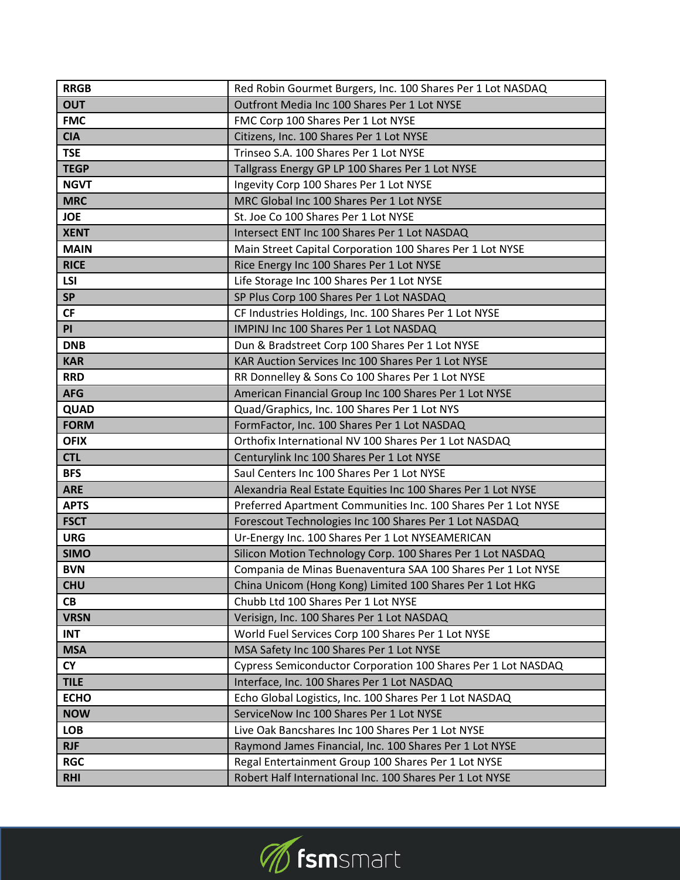| RRGB | Red Robin Gourmet Burgers, Inc. 100 Shares Per 1 Lot NASDAQ |
|---|---|
| OUT | Outfront Media Inc 100 Shares Per 1 Lot NYSE |
| FMC | FMC Corp 100 Shares Per 1 Lot NYSE |
| CIA | Citizens, Inc. 100 Shares Per 1 Lot NYSE |
| TSE | Trinseo S.A. 100 Shares Per 1 Lot NYSE |
| TEGP | Tallgrass Energy GP LP 100 Shares Per 1 Lot NYSE |
| NGVT | Ingevity Corp 100 Shares Per 1 Lot NYSE |
| MRC | MRC Global Inc 100 Shares Per 1 Lot NYSE |
| JOE | St. Joe Co 100 Shares Per 1 Lot NYSE |
| XENT | Intersect ENT Inc 100 Shares Per 1 Lot NASDAQ |
| MAIN | Main Street Capital Corporation 100 Shares Per 1 Lot NYSE |
| RICE | Rice Energy Inc 100 Shares Per 1 Lot NYSE |
| LSI | Life Storage Inc 100 Shares Per 1 Lot NYSE |
| SP | SP Plus Corp 100 Shares Per 1 Lot NASDAQ |
| CF | CF Industries Holdings, Inc. 100 Shares Per 1 Lot NYSE |
| PI | IMPINJ Inc 100 Shares Per 1 Lot NASDAQ |
| DNB | Dun & Bradstreet Corp 100 Shares Per 1 Lot NYSE |
| KAR | KAR Auction Services Inc 100 Shares Per 1 Lot NYSE |
| RRD | RR Donnelley & Sons Co 100 Shares Per 1 Lot NYSE |
| AFG | American Financial Group Inc 100 Shares Per 1 Lot NYSE |
| QUAD | Quad/Graphics, Inc. 100 Shares Per 1 Lot NYS |
| FORM | FormFactor, Inc. 100 Shares Per 1 Lot NASDAQ |
| OFIX | Orthofix International NV 100 Shares Per 1 Lot NASDAQ |
| CTL | Centurylink Inc 100 Shares Per 1 Lot NYSE |
| BFS | Saul Centers Inc 100 Shares Per 1 Lot NYSE |
| ARE | Alexandria Real Estate Equities Inc 100 Shares Per 1 Lot NYSE |
| APTS | Preferred Apartment Communities Inc. 100 Shares Per 1 Lot NYSE |
| FSCT | Forescout Technologies Inc 100 Shares Per 1 Lot NASDAQ |
| URG | Ur-Energy Inc. 100 Shares Per 1 Lot NYSEAMERICAN |
| SIMO | Silicon Motion Technology Corp. 100 Shares Per 1 Lot NASDAQ |
| BVN | Compania de Minas Buenaventura SAA 100 Shares Per 1 Lot NYSE |
| CHU | China Unicom (Hong Kong) Limited 100 Shares Per 1 Lot HKG |
| CB | Chubb Ltd 100 Shares Per 1 Lot NYSE |
| VRSN | Verisign, Inc. 100 Shares Per 1 Lot NASDAQ |
| INT | World Fuel Services Corp 100 Shares Per 1 Lot NYSE |
| MSA | MSA Safety Inc 100 Shares Per 1 Lot NYSE |
| CY | Cypress Semiconductor Corporation 100 Shares Per 1 Lot NASDAQ |
| TILE | Interface, Inc. 100 Shares Per 1 Lot NASDAQ |
| ECHO | Echo Global Logistics, Inc. 100 Shares Per 1 Lot NASDAQ |
| NOW | ServiceNow Inc 100 Shares Per 1 Lot NYSE |
| LOB | Live Oak Bancshares Inc 100 Shares Per 1 Lot NYSE |
| RJF | Raymond James Financial, Inc. 100 Shares Per 1 Lot NYSE |
| RGC | Regal Entertainment Group 100 Shares Per 1 Lot NYSE |
| RHI | Robert Half International Inc. 100 Shares Per 1 Lot NYSE |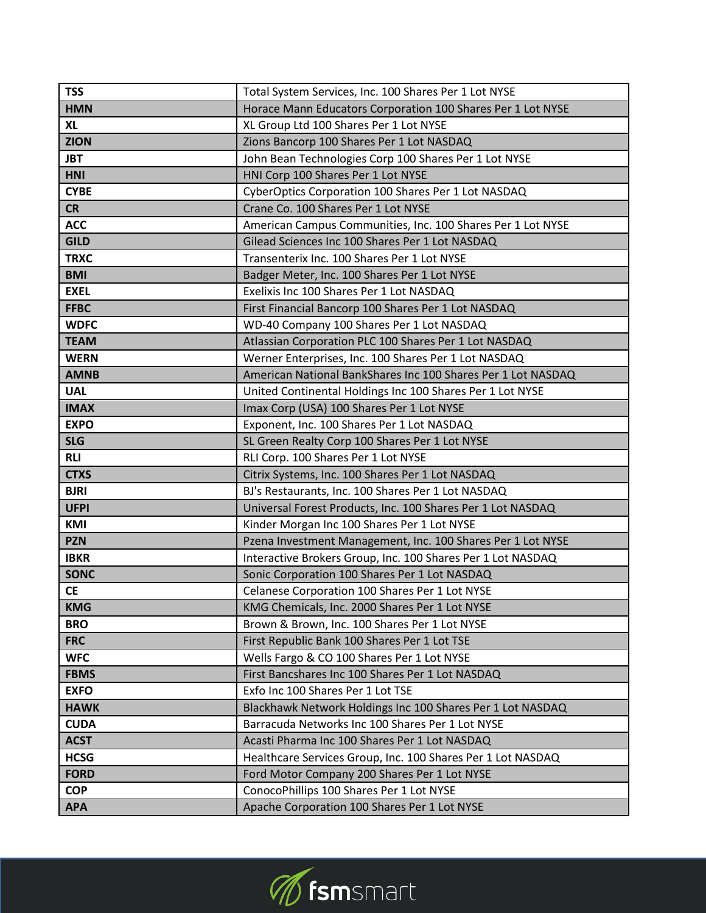| | |
|---|---|
| **TSS** | Total System Services, Inc. 100 Shares Per 1 Lot NYSE |
| **HMN** | Horace Mann Educators Corporation 100 Shares Per 1 Lot NYSE |
| **XL** | XL Group Ltd 100 Shares Per 1 Lot NYSE |
| **ZION** | Zions Bancorp 100 Shares Per 1 Lot NASDAQ |
| **JBT** | John Bean Technologies Corp 100 Shares Per 1 Lot NYSE |
| **HNI** | HNI Corp 100 Shares Per 1 Lot NYSE |
| **CYBE** | CyberOptics Corporation 100 Shares Per 1 Lot NASDAQ |
| **CR** | Crane Co. 100 Shares Per 1 Lot NYSE |
| **ACC** | American Campus Communities, Inc. 100 Shares Per 1 Lot NYSE |
| **GILD** | Gilead Sciences Inc 100 Shares Per 1 Lot NASDAQ |
| **TRXC** | Transenterix Inc. 100 Shares Per 1 Lot NYSE |
| **BMI** | Badger Meter, Inc. 100 Shares Per 1 Lot NYSE |
| **EXEL** | Exelixis Inc 100 Shares Per 1 Lot NASDAQ |
| **FFBC** | First Financial Bancorp 100 Shares Per 1 Lot NASDAQ |
| **WDFC** | WD-40 Company 100 Shares Per 1 Lot NASDAQ |
| **TEAM** | Atlassian Corporation PLC 100 Shares Per 1 Lot NASDAQ |
| **WERN** | Werner Enterprises, Inc. 100 Shares Per 1 Lot NASDAQ |
| **AMNB** | American National BankShares Inc 100 Shares Per 1 Lot NASDAQ |
| **UAL** | United Continental Holdings Inc 100 Shares Per 1 Lot NYSE |
| **IMAX** | Imax Corp (USA) 100 Shares Per 1 Lot NYSE |
| **EXPO** | Exponent, Inc. 100 Shares Per 1 Lot NASDAQ |
| **SLG** | SL Green Realty Corp 100 Shares Per 1 Lot NYSE |
| **RLI** | RLI Corp. 100 Shares Per 1 Lot NYSE |
| **CTXS** | Citrix Systems, Inc. 100 Shares Per 1 Lot NASDAQ |
| **BJRI** | BJ's Restaurants, Inc. 100 Shares Per 1 Lot NASDAQ |
| **UFPI** | Universal Forest Products, Inc. 100 Shares Per 1 Lot NASDAQ |
| **KMI** | Kinder Morgan Inc 100 Shares Per 1 Lot NYSE |
| **PZN** | Pzena Investment Management, Inc. 100 Shares Per 1 Lot NYSE |
| **IBKR** | Interactive Brokers Group, Inc. 100 Shares Per 1 Lot NASDAQ |
| **SONC** | Sonic Corporation 100 Shares Per 1 Lot NASDAQ |
| **CE** | Celanese Corporation 100 Shares Per 1 Lot NYSE |
| **KMG** | KMG Chemicals, Inc. 2000 Shares Per 1 Lot NYSE |
| **BRO** | Brown & Brown, Inc. 100 Shares Per 1 Lot NYSE |
| **FRC** | First Republic Bank 100 Shares Per 1 Lot TSE |
| **WFC** | Wells Fargo & CO 100 Shares Per 1 Lot NYSE |
| **FBMS** | First Bancshares Inc 100 Shares Per 1 Lot NASDAQ |
| **EXFO** | Exfo Inc 100 Shares Per 1 Lot TSE |
| **HAWK** | Blackhawk Network Holdings Inc 100 Shares Per 1 Lot NASDAQ |
| **CUDA** | Barracuda Networks Inc 100 Shares Per 1 Lot NYSE |
| **ACST** | Acasti Pharma Inc 100 Shares Per 1 Lot NASDAQ |
| **HCSG** | Healthcare Services Group, Inc. 100 Shares Per 1 Lot NASDAQ |
| **FORD** | Ford Motor Company 200 Shares Per 1 Lot NYSE |
| **COP** | ConocoPhillips 100 Shares Per 1 Lot NYSE |
| **APA** | Apache Corporation 100 Shares Per 1 Lot NYSE |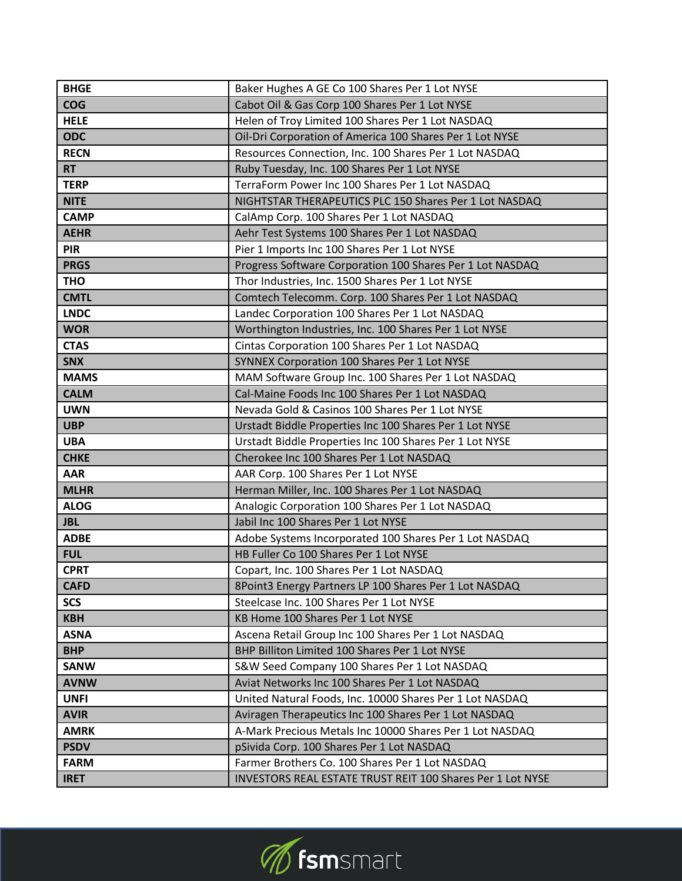| BHGE | Baker Hughes A GE Co 100 Shares Per 1 Lot NYSE |
|---|---|
| COG | Cabot Oil & Gas Corp 100 Shares Per 1 Lot NYSE |
| HELE | Helen of Troy Limited 100 Shares Per 1 Lot NASDAQ |
| ODC | Oil-Dri Corporation of America 100 Shares Per 1 Lot NYSE |
| RECN | Resources Connection, Inc. 100 Shares Per 1 Lot NASDAQ |
| RT | Ruby Tuesday, Inc. 100 Shares Per 1 Lot NYSE |
| TERP | TerraForm Power Inc 100 Shares Per 1 Lot NASDAQ |
| NITE | NIGHTSTAR THERAPEUTICS PLC 150 Shares Per 1 Lot NASDAQ |
| CAMP | CalAmp Corp. 100 Shares Per 1 Lot NASDAQ |
| AEHR | Aehr Test Systems 100 Shares Per 1 Lot NASDAQ |
| PIR | Pier 1 Imports Inc 100 Shares Per 1 Lot NYSE |
| PRGS | Progress Software Corporation 100 Shares Per 1 Lot NASDAQ |
| THO | Thor Industries, Inc. 1500 Shares Per 1 Lot NYSE |
| CMTL | Comtech Telecomm. Corp. 100 Shares Per 1 Lot NASDAQ |
| LNDC | Landec Corporation 100 Shares Per 1 Lot NASDAQ |
| WOR | Worthington Industries, Inc. 100 Shares Per 1 Lot NYSE |
| CTAS | Cintas Corporation 100 Shares Per 1 Lot NASDAQ |
| SNX | SYNNEX Corporation 100 Shares Per 1 Lot NYSE |
| MAMS | MAM Software Group Inc. 100 Shares Per 1 Lot NASDAQ |
| CALM | Cal-Maine Foods Inc 100 Shares Per 1 Lot NASDAQ |
| UWN | Nevada Gold & Casinos 100 Shares Per 1 Lot NYSE |
| UBP | Urstadt Biddle Properties Inc 100 Shares Per 1 Lot NYSE |
| UBA | Urstadt Biddle Properties Inc 100 Shares Per 1 Lot NYSE |
| CHKE | Cherokee Inc 100 Shares Per 1 Lot NASDAQ |
| AAR | AAR Corp. 100 Shares Per 1 Lot NYSE |
| MLHR | Herman Miller, Inc. 100 Shares Per 1 Lot NASDAQ |
| ALOG | Analogic Corporation 100 Shares Per 1 Lot NASDAQ |
| JBL | Jabil Inc 100 Shares Per 1 Lot NYSE |
| ADBE | Adobe Systems Incorporated 100 Shares Per 1 Lot NASDAQ |
| FUL | HB Fuller Co 100 Shares Per 1 Lot NYSE |
| CPRT | Copart, Inc. 100 Shares Per 1 Lot NASDAQ |
| CAFD | 8Point3 Energy Partners LP 100 Shares Per 1 Lot NASDAQ |
| SCS | Steelcase Inc. 100 Shares Per 1 Lot NYSE |
| KBH | KB Home 100 Shares Per 1 Lot NYSE |
| ASNA | Ascena Retail Group Inc 100 Shares Per 1 Lot NASDAQ |
| BHP | BHP Billiton Limited 100 Shares Per 1 Lot NYSE |
| SANW | S&W Seed Company 100 Shares Per 1 Lot NASDAQ |
| AVNW | Aviat Networks Inc 100 Shares Per 1 Lot NASDAQ |
| UNFI | United Natural Foods, Inc. 10000 Shares Per 1 Lot NASDAQ |
| AVIR | Aviragen Therapeutics Inc 100 Shares Per 1 Lot NASDAQ |
| AMRK | A-Mark Precious Metals Inc 10000 Shares Per 1 Lot NASDAQ |
| PSDV | pSivida Corp. 100 Shares Per 1 Lot NASDAQ |
| FARM | Farmer Brothers Co. 100 Shares Per 1 Lot NASDAQ |
| IRET | INVESTORS REAL ESTATE TRUST REIT 100 Shares Per 1 Lot NYSE |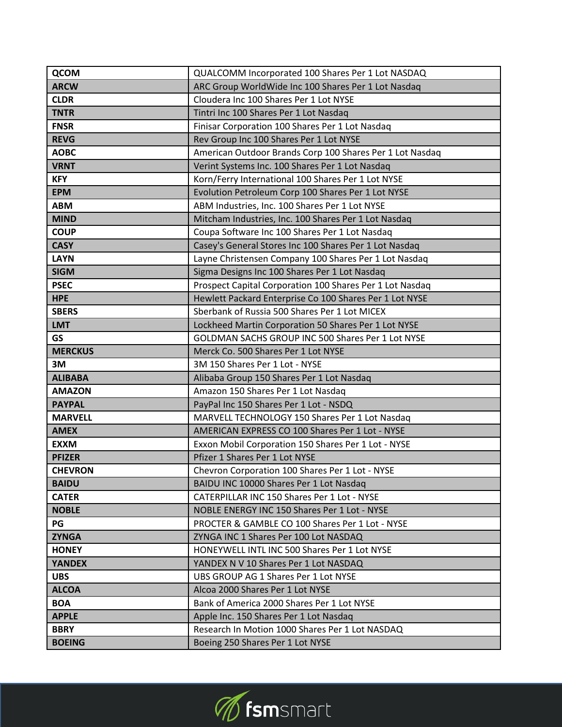| | |
|---|---|
| **QCOM** | QUALCOMM Incorporated 100 Shares Per 1 Lot NASDAQ |
| **ARCW** | ARC Group WorldWide Inc 100 Shares Per 1 Lot Nasdaq |
| **CLDR** | Cloudera Inc 100 Shares Per 1 Lot NYSE |
| **TNTR** | Tintri Inc 100 Shares Per 1 Lot Nasdaq |
| **FNSR** | Finisar Corporation 100 Shares Per 1 Lot Nasdaq |
| **REVG** | Rev Group Inc 100 Shares Per 1 Lot NYSE |
| **AOBC** | American Outdoor Brands Corp 100 Shares Per 1 Lot Nasdaq |
| **VRNT** | Verint Systems Inc. 100 Shares Per 1 Lot Nasdaq |
| **KFY** | Korn/Ferry International 100 Shares Per 1 Lot NYSE |
| **EPM** | Evolution Petroleum Corp 100 Shares Per 1 Lot NYSE |
| **ABM** | ABM Industries, Inc. 100 Shares Per 1 Lot NYSE |
| **MIND** | Mitcham Industries, Inc. 100 Shares Per 1 Lot Nasdaq |
| **COUP** | Coupa Software Inc 100 Shares Per 1 Lot Nasdaq |
| **CASY** | Casey's General Stores Inc 100 Shares Per 1 Lot Nasdaq |
| **LAYN** | Layne Christensen Company 100 Shares Per 1 Lot Nasdaq |
| **SIGM** | Sigma Designs Inc 100 Shares Per 1 Lot Nasdaq |
| **PSEC** | Prospect Capital Corporation 100 Shares Per 1 Lot Nasdaq |
| **HPE** | Hewlett Packard Enterprise Co 100 Shares Per 1 Lot NYSE |
| **SBERS** | Sberbank of Russia 500 Shares Per 1 Lot MICEX |
| **LMT** | Lockheed Martin Corporation 50 Shares Per 1 Lot NYSE |
| **GS** | GOLDMAN SACHS GROUP INC 500 Shares Per 1 Lot NYSE |
| **MERCKUS** | Merck Co. 500 Shares Per 1 Lot NYSE |
| **3M** | 3M 150 Shares Per 1 Lot - NYSE |
| **ALIBABA** | Alibaba Group 150 Shares Per 1 Lot Nasdaq |
| **AMAZON** | Amazon 150 Shares Per 1 Lot Nasdaq |
| **PAYPAL** | PayPal Inc 150 Shares Per 1 Lot - NSDQ |
| **MARVELL** | MARVELL TECHNOLOGY 150 Shares Per 1 Lot Nasdaq |
| **AMEX** | AMERICAN EXPRESS CO 100 Shares Per 1 Lot - NYSE |
| **EXXM** | Exxon Mobil Corporation 150 Shares Per 1 Lot - NYSE |
| **PFIZER** | Pfizer 1 Shares Per 1 Lot NYSE |
| **CHEVRON** | Chevron Corporation 100 Shares Per 1 Lot - NYSE |
| **BAIDU** | BAIDU INC 10000 Shares Per 1 Lot Nasdaq |
| **CATER** | CATERPILLAR INC 150 Shares Per 1 Lot - NYSE |
| **NOBLE** | NOBLE ENERGY INC 150 Shares Per 1 Lot - NYSE |
| **PG** | PROCTER & GAMBLE CO 100 Shares Per 1 Lot - NYSE |
| **ZYNGA** | ZYNGA INC 1 Shares Per 100 Lot NASDAQ |
| **HONEY** | HONEYWELL INTL INC 500 Shares Per 1 Lot NYSE |
| **YANDEX** | YANDEX N V 10 Shares Per 1 Lot NASDAQ |
| **UBS** | UBS GROUP AG 1 Shares Per 1 Lot NYSE |
| **ALCOA** | Alcoa 2000 Shares Per 1 Lot NYSE |
| **BOA** | Bank of America 2000 Shares Per 1 Lot NYSE |
| **APPLE** | Apple Inc. 150 Shares Per 1 Lot Nasdaq |
| **BBRY** | Research In Motion 1000 Shares Per 1 Lot NASDAQ |
| **BOEING** | Boeing 250 Shares Per 1 Lot NYSE |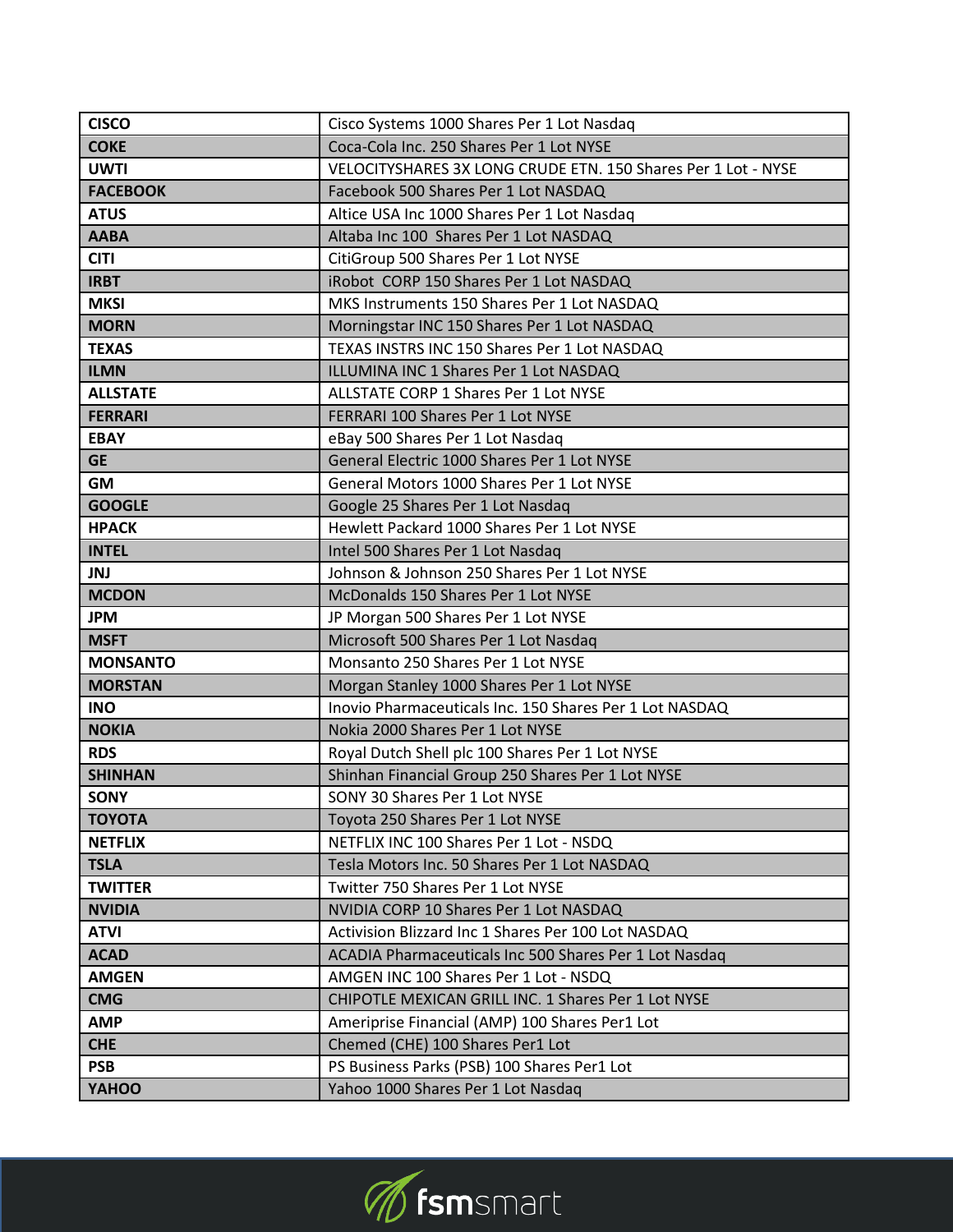| | |
|---|---|
| **CISCO** | Cisco Systems 1000 Shares Per 1 Lot Nasdaq |
| **COKE** | Coca-Cola Inc. 250 Shares Per 1 Lot NYSE |
| **UWTI** | VELOCITYSHARES 3X LONG CRUDE ETN. 150 Shares Per 1 Lot - NYSE |
| **FACEBOOK** | Facebook 500 Shares Per 1 Lot NASDAQ |
| **ATUS** | Altice USA Inc 1000 Shares Per 1 Lot Nasdaq |
| **AABA** | Altaba Inc 100  Shares Per 1 Lot NASDAQ |
| **CITI** | CitiGroup 500 Shares Per 1 Lot NYSE |
| **IRBT** | iRobot  CORP 150 Shares Per 1 Lot NASDAQ |
| **MKSI** | MKS Instruments 150 Shares Per 1 Lot NASDAQ |
| **MORN** | Morningstar INC 150 Shares Per 1 Lot NASDAQ |
| **TEXAS** | TEXAS INSTRS INC 150 Shares Per 1 Lot NASDAQ |
| **ILMN** | ILLUMINA INC 1 Shares Per 1 Lot NASDAQ |
| **ALLSTATE** | ALLSTATE CORP 1 Shares Per 1 Lot NYSE |
| **FERRARI** | FERRARI 100 Shares Per 1 Lot NYSE |
| **EBAY** | eBay 500 Shares Per 1 Lot Nasdaq |
| **GE** | General Electric 1000 Shares Per 1 Lot NYSE |
| **GM** | General Motors 1000 Shares Per 1 Lot NYSE |
| **GOOGLE** | Google 25 Shares Per 1 Lot Nasdaq |
| **HPACK** | Hewlett Packard 1000 Shares Per 1 Lot NYSE |
| **INTEL** | Intel 500 Shares Per 1 Lot Nasdaq |
| **JNJ** | Johnson & Johnson 250 Shares Per 1 Lot NYSE |
| **MCDON** | McDonalds 150 Shares Per 1 Lot NYSE |
| **JPM** | JP Morgan 500 Shares Per 1 Lot NYSE |
| **MSFT** | Microsoft 500 Shares Per 1 Lot Nasdaq |
| **MONSANTO** | Monsanto 250 Shares Per 1 Lot NYSE |
| **MORSTAN** | Morgan Stanley 1000 Shares Per 1 Lot NYSE |
| **INO** | Inovio Pharmaceuticals Inc. 150 Shares Per 1 Lot NASDAQ |
| **NOKIA** | Nokia 2000 Shares Per 1 Lot NYSE |
| **RDS** | Royal Dutch Shell plc 100 Shares Per 1 Lot NYSE |
| **SHINHAN** | Shinhan Financial Group 250 Shares Per 1 Lot NYSE |
| **SONY** | SONY 30 Shares Per 1 Lot NYSE |
| **TOYOTA** | Toyota 250 Shares Per 1 Lot NYSE |
| **NETFLIX** | NETFLIX INC 100 Shares Per 1 Lot - NSDQ |
| **TSLA** | Tesla Motors Inc. 50 Shares Per 1 Lot NASDAQ |
| **TWITTER** | Twitter 750 Shares Per 1 Lot NYSE |
| **NVIDIA** | NVIDIA CORP 10 Shares Per 1 Lot NASDAQ |
| **ATVI** | Activision Blizzard Inc 1 Shares Per 100 Lot NASDAQ |
| **ACAD** | ACADIA Pharmaceuticals Inc 500 Shares Per 1 Lot Nasdaq |
| **AMGEN** | AMGEN INC 100 Shares Per 1 Lot - NSDQ |
| **CMG** | CHIPOTLE MEXICAN GRILL INC. 1 Shares Per 1 Lot NYSE |
| **AMP** | Ameriprise Financial (AMP) 100 Shares Per1 Lot |
| **CHE** | Chemed (CHE) 100 Shares Per1 Lot |
| **PSB** | PS Business Parks (PSB) 100 Shares Per1 Lot |
| **YAHOO** | Yahoo 1000 Shares Per 1 Lot Nasdaq |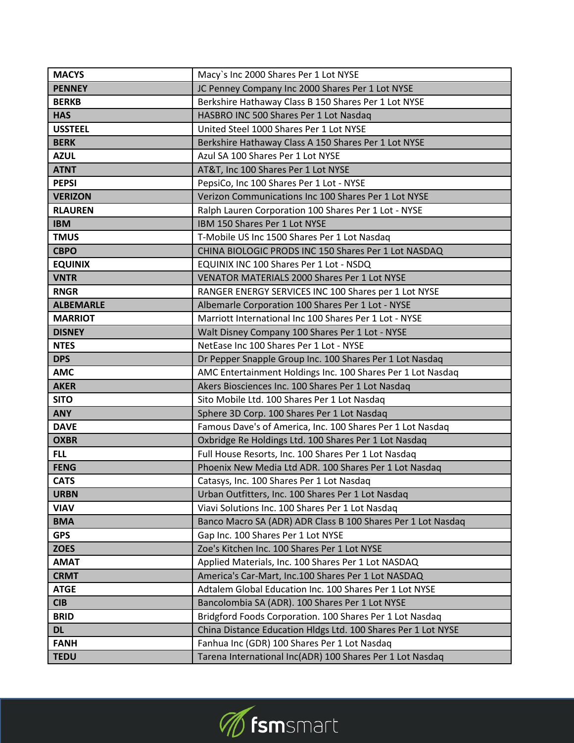| MACYS | Macy`s Inc 2000 Shares Per 1 Lot NYSE |
|---|---|
| PENNEY | JC Penney Company Inc 2000 Shares Per 1 Lot NYSE |
| BERKB | Berkshire Hathaway Class B 150 Shares Per 1 Lot NYSE |
| HAS | HASBRO INC 500 Shares Per 1 Lot Nasdaq |
| USSTEEL | United Steel 1000 Shares Per 1 Lot NYSE |
| BERK | Berkshire Hathaway Class A 150 Shares Per 1 Lot NYSE |
| AZUL | Azul SA 100 Shares Per 1 Lot NYSE |
| ATNT | AT&T, Inc 100 Shares Per 1 Lot NYSE |
| PEPSI | PepsiCo, Inc 100 Shares Per 1 Lot - NYSE |
| VERIZON | Verizon Communications Inc 100 Shares Per 1 Lot NYSE |
| RLAUREN | Ralph Lauren Corporation 100 Shares Per 1 Lot - NYSE |
| IBM | IBM 150 Shares Per 1 Lot NYSE |
| TMUS | T-Mobile US Inc 1500 Shares Per 1 Lot Nasdaq |
| CBPO | CHINA BIOLOGIC PRODS INC 150 Shares Per 1 Lot NASDAQ |
| EQUINIX | EQUINIX INC 100 Shares Per 1 Lot - NSDQ |
| VNTR | VENATOR MATERIALS 2000 Shares Per 1 Lot NYSE |
| RNGR | RANGER ENERGY SERVICES INC 100 Shares per 1 Lot NYSE |
| ALBEMARLE | Albemarle Corporation 100 Shares Per 1 Lot - NYSE |
| MARRIOT | Marriott International Inc 100 Shares Per 1 Lot - NYSE |
| DISNEY | Walt Disney Company 100 Shares Per 1 Lot - NYSE |
| NTES | NetEase Inc 100 Shares Per 1 Lot - NYSE |
| DPS | Dr Pepper Snapple Group Inc. 100 Shares Per 1 Lot Nasdaq |
| AMC | AMC Entertainment Holdings Inc. 100 Shares Per 1 Lot Nasdaq |
| AKER | Akers Biosciences Inc. 100 Shares Per 1 Lot Nasdaq |
| SITO | Sito Mobile Ltd. 100 Shares Per 1 Lot Nasdaq |
| ANY | Sphere 3D Corp. 100 Shares Per 1 Lot Nasdaq |
| DAVE | Famous Dave's of America, Inc. 100 Shares Per 1 Lot Nasdaq |
| OXBR | Oxbridge Re Holdings Ltd. 100 Shares Per 1 Lot Nasdaq |
| FLL | Full House Resorts, Inc. 100 Shares Per 1 Lot Nasdaq |
| FENG | Phoenix New Media Ltd ADR. 100 Shares Per 1 Lot Nasdaq |
| CATS | Catasys, Inc. 100 Shares Per 1 Lot Nasdaq |
| URBN | Urban Outfitters, Inc. 100 Shares Per 1 Lot Nasdaq |
| VIAV | Viavi Solutions Inc. 100 Shares Per 1 Lot Nasdaq |
| BMA | Banco Macro SA (ADR) ADR Class B 100 Shares Per 1 Lot Nasdaq |
| GPS | Gap Inc. 100 Shares Per 1 Lot NYSE |
| ZOES | Zoe's Kitchen Inc. 100 Shares Per 1 Lot NYSE |
| AMAT | Applied Materials, Inc. 100 Shares Per 1 Lot NASDAQ |
| CRMT | America's Car-Mart, Inc.100 Shares Per 1 Lot NASDAQ |
| ATGE | Adtalem Global Education Inc. 100 Shares Per 1 Lot NYSE |
| CIB | Bancolombia SA (ADR). 100 Shares Per 1 Lot NYSE |
| BRID | Bridgford Foods Corporation. 100 Shares Per 1 Lot Nasdaq |
| DL | China Distance Education Hldgs Ltd. 100 Shares Per 1 Lot NYSE |
| FANH | Fanhua Inc (GDR) 100 Shares Per 1 Lot Nasdaq |
| TEDU | Tarena International Inc(ADR) 100 Shares Per 1 Lot Nasdaq |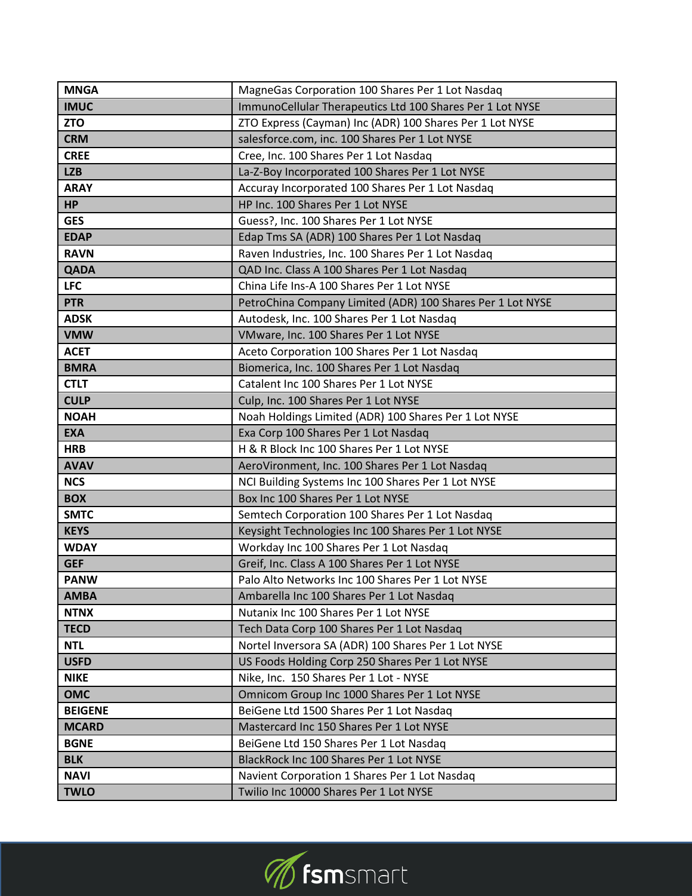| **MNGA** | MagneGas Corporation 100 Shares Per 1 Lot Nasdaq |
|---|---|
| **IMUC** | ImmunoCellular Therapeutics Ltd 100 Shares Per 1 Lot NYSE |
| **ZTO** | ZTO Express (Cayman) Inc (ADR) 100 Shares Per 1 Lot NYSE |
| **CRM** | salesforce.com, inc. 100 Shares Per 1 Lot NYSE |
| **CREE** | Cree, Inc. 100 Shares Per 1 Lot Nasdaq |
| **LZB** | La-Z-Boy Incorporated 100 Shares Per 1 Lot NYSE |
| **ARAY** | Accuray Incorporated 100 Shares Per 1 Lot Nasdaq |
| **HP** | HP Inc. 100 Shares Per 1 Lot NYSE |
| **GES** | Guess?, Inc. 100 Shares Per 1 Lot NYSE |
| **EDAP** | Edap Tms SA (ADR) 100 Shares Per 1 Lot Nasdaq |
| **RAVN** | Raven Industries, Inc. 100 Shares Per 1 Lot Nasdaq |
| **QADA** | QAD Inc. Class A 100 Shares Per 1 Lot Nasdaq |
| **LFC** | China Life Ins-A 100 Shares Per 1 Lot NYSE |
| **PTR** | PetroChina Company Limited (ADR) 100 Shares Per 1 Lot NYSE |
| **ADSK** | Autodesk, Inc. 100 Shares Per 1 Lot Nasdaq |
| **VMW** | VMware, Inc. 100 Shares Per 1 Lot NYSE |
| **ACET** | Aceto Corporation 100 Shares Per 1 Lot Nasdaq |
| **BMRA** | Biomerica, Inc. 100 Shares Per 1 Lot Nasdaq |
| **CTLT** | Catalent Inc 100 Shares Per 1 Lot NYSE |
| **CULP** | Culp, Inc. 100 Shares Per 1 Lot NYSE |
| **NOAH** | Noah Holdings Limited (ADR) 100 Shares Per 1 Lot NYSE |
| **EXA** | Exa Corp 100 Shares Per 1 Lot Nasdaq |
| **HRB** | H & R Block Inc 100 Shares Per 1 Lot NYSE |
| **AVAV** | AeroVironment, Inc. 100 Shares Per 1 Lot Nasdaq |
| **NCS** | NCI Building Systems Inc 100 Shares Per 1 Lot NYSE |
| **BOX** | Box Inc 100 Shares Per 1 Lot NYSE |
| **SMTC** | Semtech Corporation 100 Shares Per 1 Lot Nasdaq |
| **KEYS** | Keysight Technologies Inc 100 Shares Per 1 Lot NYSE |
| **WDAY** | Workday Inc 100 Shares Per 1 Lot Nasdaq |
| **GEF** | Greif, Inc. Class A 100 Shares Per 1 Lot NYSE |
| **PANW** | Palo Alto Networks Inc 100 Shares Per 1 Lot NYSE |
| **AMBA** | Ambarella Inc 100 Shares Per 1 Lot Nasdaq |
| **NTNX** | Nutanix Inc 100 Shares Per 1 Lot NYSE |
| **TECD** | Tech Data Corp 100 Shares Per 1 Lot Nasdaq |
| **NTL** | Nortel Inversora SA (ADR) 100 Shares Per 1 Lot NYSE |
| **USFD** | US Foods Holding Corp 250 Shares Per 1 Lot NYSE |
| **NIKE** | Nike, Inc. 150 Shares Per 1 Lot - NYSE |
| **OMC** | Omnicom Group Inc 1000 Shares Per 1 Lot NYSE |
| **BEIGENE** | BeiGene Ltd 1500 Shares Per 1 Lot Nasdaq |
| **MCARD** | Mastercard Inc 150 Shares Per 1 Lot NYSE |
| **BGNE** | BeiGene Ltd 150 Shares Per 1 Lot Nasdaq |
| **BLK** | BlackRock Inc 100 Shares Per 1 Lot NYSE |
| **NAVI** | Navient Corporation 1 Shares Per 1 Lot Nasdaq |
| **TWLO** | Twilio Inc 10000 Shares Per 1 Lot NYSE |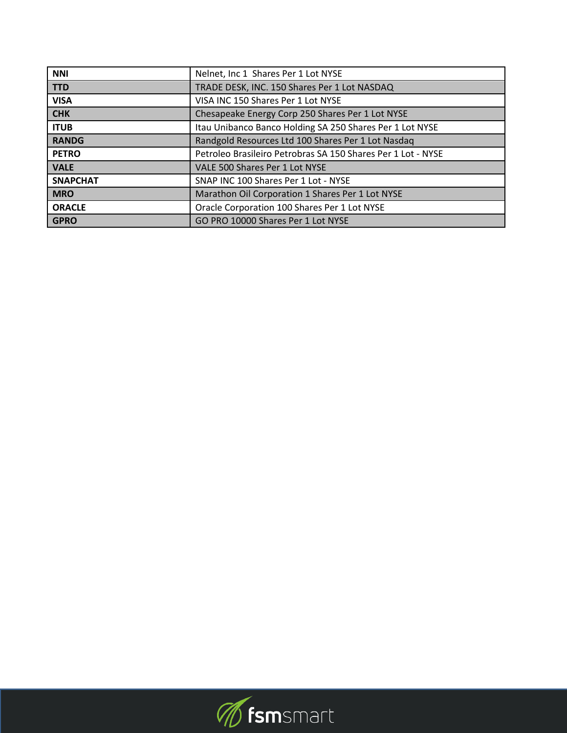| NNI | Nelnet, Inc 1  Shares Per 1 Lot NYSE |
|---|---|
| TTD | TRADE DESK, INC. 150 Shares Per 1 Lot NASDAQ |
| VISA | VISA INC 150 Shares Per 1 Lot NYSE |
| CHK | Chesapeake Energy Corp 250 Shares Per 1 Lot NYSE |
| ITUB | Itau Unibanco Banco Holding SA 250 Shares Per 1 Lot NYSE |
| RANDG | Randgold Resources Ltd 100 Shares Per 1 Lot Nasdaq |
| PETRO | Petroleo Brasileiro Petrobras SA 150 Shares Per 1 Lot - NYSE |
| VALE | VALE 500 Shares Per 1 Lot NYSE |
| SNAPCHAT | SNAP INC 100 Shares Per 1 Lot - NYSE |
| MRO | Marathon Oil Corporation 1 Shares Per 1 Lot NYSE |
| ORACLE | Oracle Corporation 100 Shares Per 1 Lot NYSE |
| GPRO | GO PRO 10000 Shares Per 1 Lot NYSE |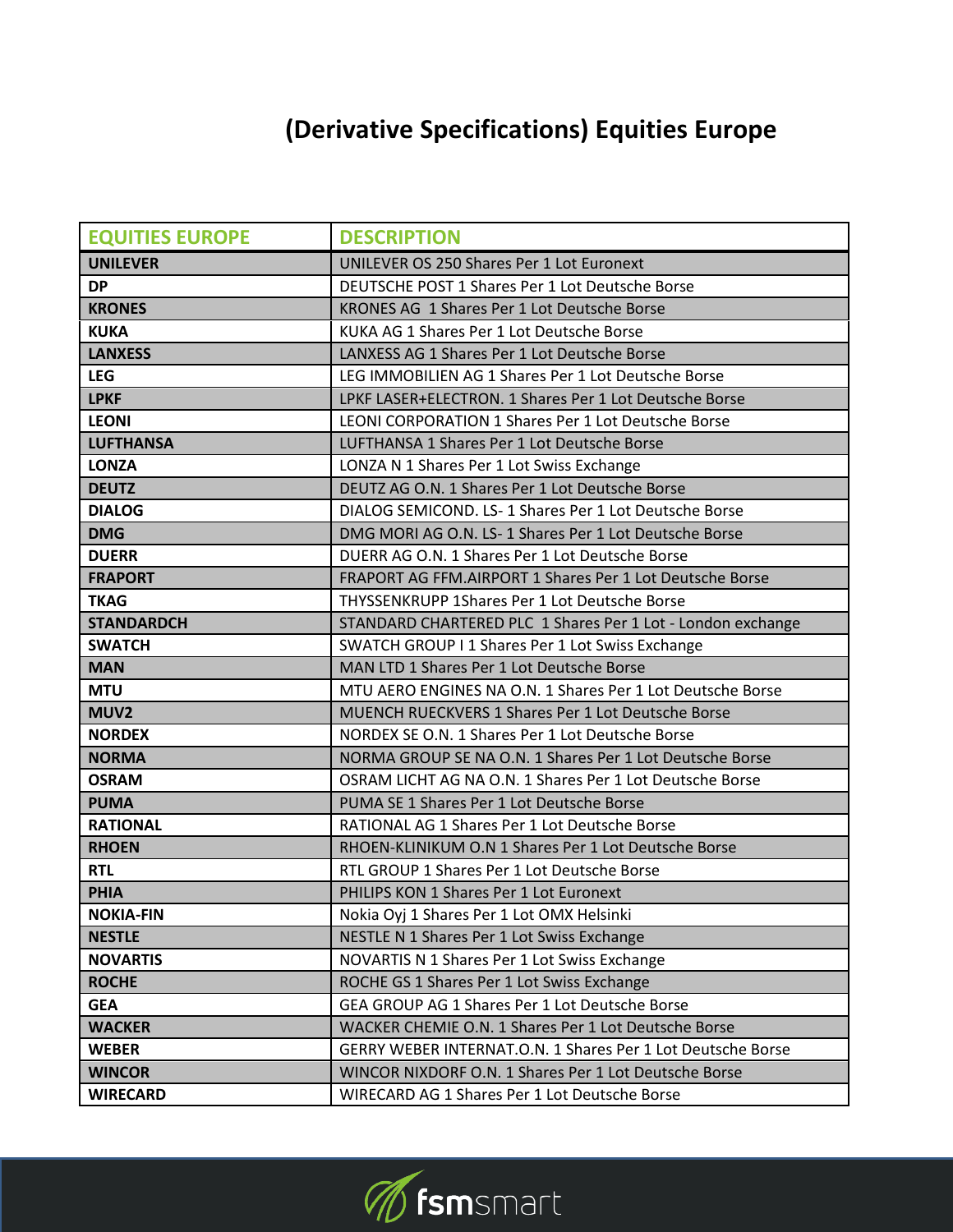# (Derivative Specifications) Equities Europe

| EQUITIES EUROPE | DESCRIPTION |
|---|---|
| **UNILEVER** | UNILEVER OS 250 Shares Per 1 Lot Euronext |
| **DP** | DEUTSCHE POST 1 Shares Per 1 Lot Deutsche Borse |
| **KRONES** | KRONES AG 1 Shares Per 1 Lot Deutsche Borse |
| **KUKA** | KUKA AG 1 Shares Per 1 Lot Deutsche Borse |
| **LANXESS** | LANXESS AG 1 Shares Per 1 Lot Deutsche Borse |
| **LEG** | LEG IMMOBILIEN AG 1 Shares Per 1 Lot Deutsche Borse |
| **LPKF** | LPKF LASER+ELECTRON. 1 Shares Per 1 Lot Deutsche Borse |
| **LEONI** | LEONI CORPORATION 1 Shares Per 1 Lot Deutsche Borse |
| **LUFTHANSA** | LUFTHANSA 1 Shares Per 1 Lot Deutsche Borse |
| **LONZA** | LONZA N 1 Shares Per 1 Lot Swiss Exchange |
| **DEUTZ** | DEUTZ AG O.N. 1 Shares Per 1 Lot Deutsche Borse |
| **DIALOG** | DIALOG SEMICOND. LS- 1 Shares Per 1 Lot Deutsche Borse |
| **DMG** | DMG MORI AG O.N. LS- 1 Shares Per 1 Lot Deutsche Borse |
| **DUERR** | DUERR AG O.N. 1 Shares Per 1 Lot Deutsche Borse |
| **FRAPORT** | FRAPORT AG FFM.AIRPORT 1 Shares Per 1 Lot Deutsche Borse |
| **TKAG** | THYSSENKRUPP 1Shares Per 1 Lot Deutsche Borse |
| **STANDARDCH** | STANDARD CHARTERED PLC 1 Shares Per 1 Lot - London exchange |
| **SWATCH** | SWATCH GROUP I 1 Shares Per 1 Lot Swiss Exchange |
| **MAN** | MAN LTD 1 Shares Per 1 Lot Deutsche Borse |
| **MTU** | MTU AERO ENGINES NA O.N. 1 Shares Per 1 Lot Deutsche Borse |
| **MUV2** | MUENCH RUECKVERS 1 Shares Per 1 Lot Deutsche Borse |
| **NORDEX** | NORDEX SE O.N. 1 Shares Per 1 Lot Deutsche Borse |
| **NORMA** | NORMA GROUP SE NA O.N. 1 Shares Per 1 Lot Deutsche Borse |
| **OSRAM** | OSRAM LICHT AG NA O.N. 1 Shares Per 1 Lot Deutsche Borse |
| **PUMA** | PUMA SE 1 Shares Per 1 Lot Deutsche Borse |
| **RATIONAL** | RATIONAL AG 1 Shares Per 1 Lot Deutsche Borse |
| **RHOEN** | RHOEN-KLINIKUM O.N 1 Shares Per 1 Lot Deutsche Borse |
| **RTL** | RTL GROUP 1 Shares Per 1 Lot Deutsche Borse |
| **PHIA** | PHILIPS KON 1 Shares Per 1 Lot Euronext |
| **NOKIA-FIN** | Nokia Oyj 1 Shares Per 1 Lot OMX Helsinki |
| **NESTLE** | NESTLE N 1 Shares Per 1 Lot Swiss Exchange |
| **NOVARTIS** | NOVARTIS N 1 Shares Per 1 Lot Swiss Exchange |
| **ROCHE** | ROCHE GS 1 Shares Per 1 Lot Swiss Exchange |
| **GEA** | GEA GROUP AG 1 Shares Per 1 Lot Deutsche Borse |
| **WACKER** | WACKER CHEMIE O.N. 1 Shares Per 1 Lot Deutsche Borse |
| **WEBER** | GERRY WEBER INTERNAT.O.N. 1 Shares Per 1 Lot Deutsche Borse |
| **WINCOR** | WINCOR NIXDORF O.N. 1 Shares Per 1 Lot Deutsche Borse |
| **WIRECARD** | WIRECARD AG 1 Shares Per 1 Lot Deutsche Borse |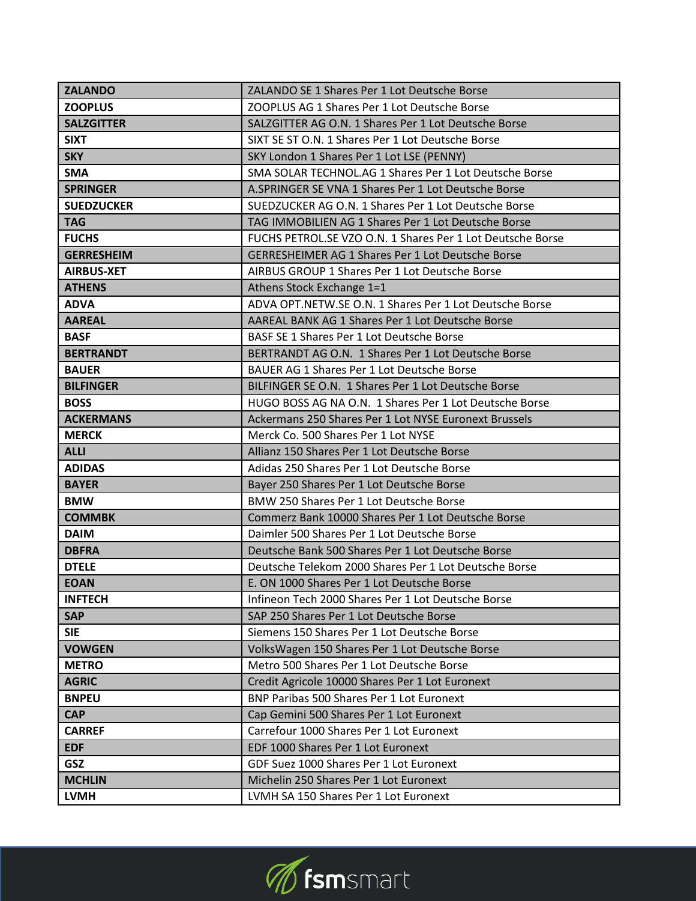| ZALANDO | ZALANDO SE 1 Shares Per 1 Lot Deutsche Borse |
|---|---|
| **ZOOPLUS** | ZOOPLUS AG 1 Shares Per 1 Lot Deutsche Borse |
| **SALZGITTER** | SALZGITTER AG O.N. 1 Shares Per 1 Lot Deutsche Borse |
| **SIXT** | SIXT SE ST O.N. 1 Shares Per 1 Lot Deutsche Borse |
| **SKY** | SKY London 1 Shares Per 1 Lot LSE (PENNY) |
| **SMA** | SMA SOLAR TECHNOL.AG 1 Shares Per 1 Lot Deutsche Borse |
| **SPRINGER** | A.SPRINGER SE VNA 1 Shares Per 1 Lot Deutsche Borse |
| **SUEDZUCKER** | SUEDZUCKER AG O.N. 1 Shares Per 1 Lot Deutsche Borse |
| **TAG** | TAG IMMOBILIEN AG 1 Shares Per 1 Lot Deutsche Borse |
| **FUCHS** | FUCHS PETROL.SE VZO O.N. 1 Shares Per 1 Lot Deutsche Borse |
| **GERRESHEIM** | GERRESHEIMER AG 1 Shares Per 1 Lot Deutsche Borse |
| **AIRBUS-XET** | AIRBUS GROUP 1 Shares Per 1 Lot Deutsche Borse |
| **ATHENS** | Athens Stock Exchange 1=1 |
| **ADVA** | ADVA OPT.NETW.SE O.N. 1 Shares Per 1 Lot Deutsche Borse |
| **AAREAL** | AAREAL BANK AG 1 Shares Per 1 Lot Deutsche Borse |
| **BASF** | BASF SE 1 Shares Per 1 Lot Deutsche Borse |
| **BERTRANDT** | BERTRANDT AG O.N. 1 Shares Per 1 Lot Deutsche Borse |
| **BAUER** | BAUER AG 1 Shares Per 1 Lot Deutsche Borse |
| **BILFINGER** | BILFINGER SE O.N. 1 Shares Per 1 Lot Deutsche Borse |
| **BOSS** | HUGO BOSS AG NA O.N. 1 Shares Per 1 Lot Deutsche Borse |
| **ACKERMANS** | Ackermans 250 Shares Per 1 Lot NYSE Euronext Brussels |
| **MERCK** | Merck Co. 500 Shares Per 1 Lot NYSE |
| **ALLI** | Allianz 150 Shares Per 1 Lot Deutsche Borse |
| **ADIDAS** | Adidas 250 Shares Per 1 Lot Deutsche Borse |
| **BAYER** | Bayer 250 Shares Per 1 Lot Deutsche Borse |
| **BMW** | BMW 250 Shares Per 1 Lot Deutsche Borse |
| **COMMBK** | Commerz Bank 10000 Shares Per 1 Lot Deutsche Borse |
| **DAIM** | Daimler 500 Shares Per 1 Lot Deutsche Borse |
| **DBFRA** | Deutsche Bank 500 Shares Per 1 Lot Deutsche Borse |
| **DTELE** | Deutsche Telekom 2000 Shares Per 1 Lot Deutsche Borse |
| **EOAN** | E. ON 1000 Shares Per 1 Lot Deutsche Borse |
| **INFTECH** | Infineon Tech 2000 Shares Per 1 Lot Deutsche Borse |
| **SAP** | SAP 250 Shares Per 1 Lot Deutsche Borse |
| **SIE** | Siemens 150 Shares Per 1 Lot Deutsche Borse |
| **VOWGEN** | VolksWagen 150 Shares Per 1 Lot Deutsche Borse |
| **METRO** | Metro 500 Shares Per 1 Lot Deutsche Borse |
| **AGRIC** | Credit Agricole 10000 Shares Per 1 Lot Euronext |
| **BNPEU** | BNP Paribas 500 Shares Per 1 Lot Euronext |
| **CAP** | Cap Gemini 500 Shares Per 1 Lot Euronext |
| **CARREF** | Carrefour 1000 Shares Per 1 Lot Euronext |
| **EDF** | EDF 1000 Shares Per 1 Lot Euronext |
| **GSZ** | GDF Suez 1000 Shares Per 1 Lot Euronext |
| **MCHLIN** | Michelin 250 Shares Per 1 Lot Euronext |
| **LVMH** | LVMH SA 150 Shares Per 1 Lot Euronext |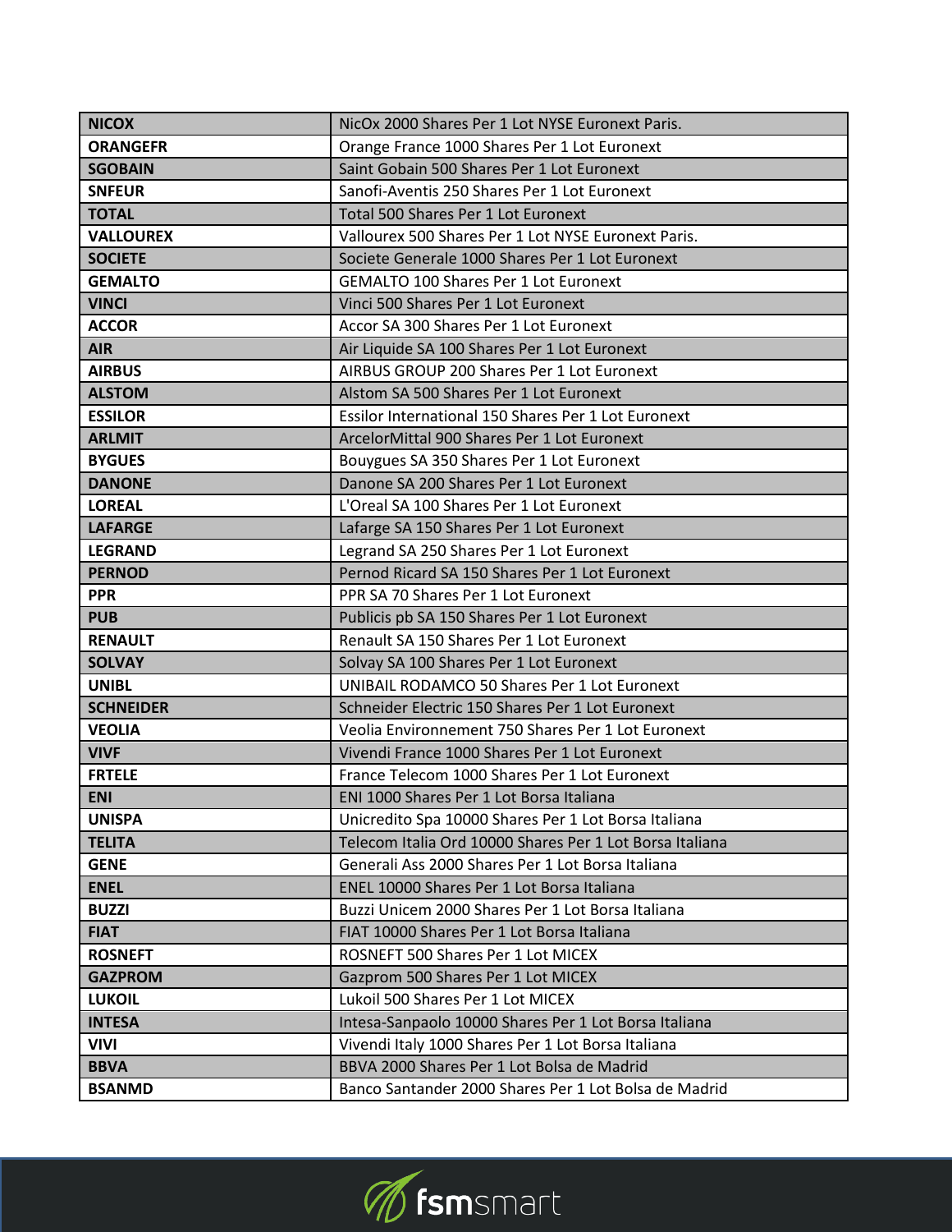| **NICOX** | NicOx 2000 Shares Per 1 Lot NYSE Euronext Paris. |
|---|---|
| **ORANGEFR** | Orange France 1000 Shares Per 1 Lot Euronext |
| **SGOBAIN** | Saint Gobain 500 Shares Per 1 Lot Euronext |
| **SNFEUR** | Sanofi-Aventis 250 Shares Per 1 Lot Euronext |
| **TOTAL** | Total 500 Shares Per 1 Lot Euronext |
| **VALLOUREX** | Vallourex 500 Shares Per 1 Lot NYSE Euronext Paris. |
| **SOCIETE** | Societe Generale 1000 Shares Per 1 Lot Euronext |
| **GEMALTO** | GEMALTO 100 Shares Per 1 Lot Euronext |
| **VINCI** | Vinci 500 Shares Per 1 Lot Euronext |
| **ACCOR** | Accor SA 300 Shares Per 1 Lot Euronext |
| **AIR** | Air Liquide SA 100 Shares Per 1 Lot Euronext |
| **AIRBUS** | AIRBUS GROUP 200 Shares Per 1 Lot Euronext |
| **ALSTOM** | Alstom SA 500 Shares Per 1 Lot Euronext |
| **ESSILOR** | Essilor International 150 Shares Per 1 Lot Euronext |
| **ARLMIT** | ArcelorMittal 900 Shares Per 1 Lot Euronext |
| **BYGUES** | Bouygues SA 350 Shares Per 1 Lot Euronext |
| **DANONE** | Danone SA 200 Shares Per 1 Lot Euronext |
| **LOREAL** | L'Oreal SA 100 Shares Per 1 Lot Euronext |
| **LAFARGE** | Lafarge SA 150 Shares Per 1 Lot Euronext |
| **LEGRAND** | Legrand SA 250 Shares Per 1 Lot Euronext |
| **PERNOD** | Pernod Ricard SA 150 Shares Per 1 Lot Euronext |
| **PPR** | PPR SA 70 Shares Per 1 Lot Euronext |
| **PUB** | Publicis pb SA 150 Shares Per 1 Lot Euronext |
| **RENAULT** | Renault SA 150 Shares Per 1 Lot Euronext |
| **SOLVAY** | Solvay SA 100 Shares Per 1 Lot Euronext |
| **UNIBL** | UNIBAIL RODAMCO 50 Shares Per 1 Lot Euronext |
| **SCHNEIDER** | Schneider Electric 150 Shares Per 1 Lot Euronext |
| **VEOLIA** | Veolia Environnement 750 Shares Per 1 Lot Euronext |
| **VIVF** | Vivendi France 1000 Shares Per 1 Lot Euronext |
| **FRTELE** | France Telecom 1000 Shares Per 1 Lot Euronext |
| **ENI** | ENI 1000 Shares Per 1 Lot Borsa Italiana |
| **UNISPA** | Unicredito Spa 10000 Shares Per 1 Lot Borsa Italiana |
| **TELITA** | Telecom Italia Ord 10000 Shares Per 1 Lot Borsa Italiana |
| **GENE** | Generali Ass 2000 Shares Per 1 Lot Borsa Italiana |
| **ENEL** | ENEL 10000 Shares Per 1 Lot Borsa Italiana |
| **BUZZI** | Buzzi Unicem 2000 Shares Per 1 Lot Borsa Italiana |
| **FIAT** | FIAT 10000 Shares Per 1 Lot Borsa Italiana |
| **ROSNEFT** | ROSNEFT 500 Shares Per 1 Lot MICEX |
| **GAZPROM** | Gazprom 500 Shares Per 1 Lot MICEX |
| **LUKOIL** | Lukoil 500 Shares Per 1 Lot MICEX |
| **INTESA** | Intesa-Sanpaolo 10000 Shares Per 1 Lot Borsa Italiana |
| **VIVI** | Vivendi Italy 1000 Shares Per 1 Lot Borsa Italiana |
| **BBVA** | BBVA 2000 Shares Per 1 Lot Bolsa de Madrid |
| **BSANMD** | Banco Santander 2000 Shares Per 1 Lot Bolsa de Madrid |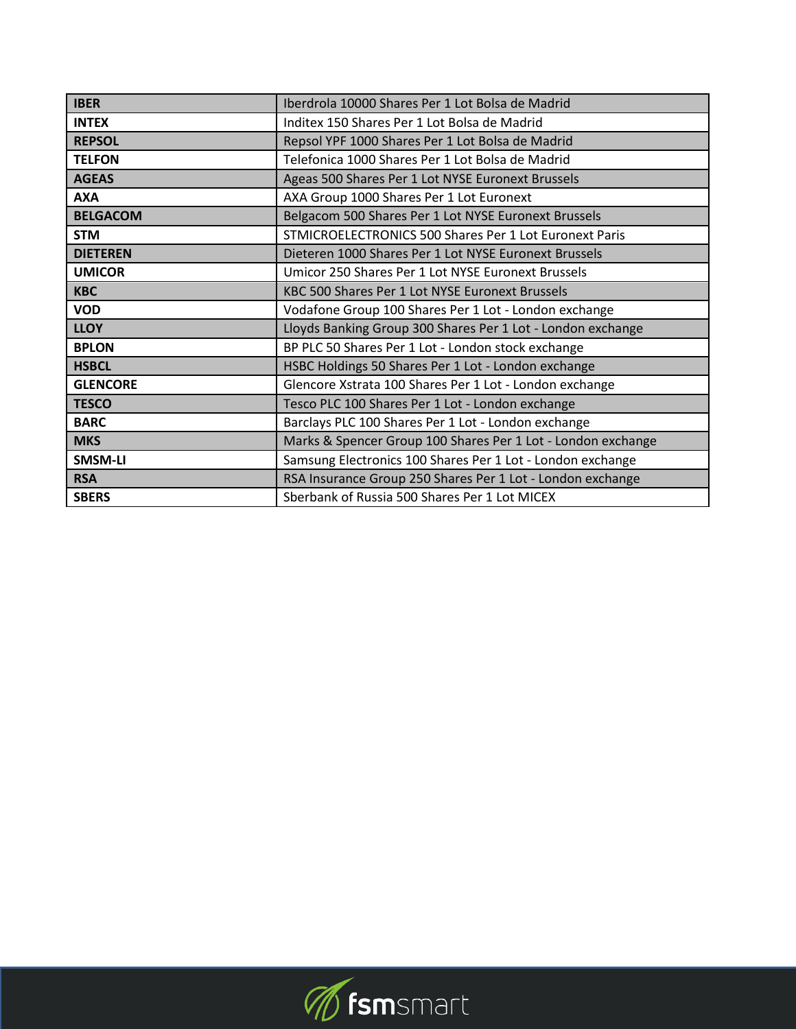| | |
|---|---|
| **IBER** | Iberdrola 10000 Shares Per 1 Lot Bolsa de Madrid |
| **INTEX** | Inditex 150 Shares Per 1 Lot Bolsa de Madrid |
| **REPSOL** | Repsol YPF 1000 Shares Per 1 Lot Bolsa de Madrid |
| **TELFON** | Telefonica 1000 Shares Per 1 Lot Bolsa de Madrid |
| **AGEAS** | Ageas 500 Shares Per 1 Lot NYSE Euronext Brussels |
| **AXA** | AXA Group 1000 Shares Per 1 Lot Euronext |
| **BELGACOM** | Belgacom 500 Shares Per 1 Lot NYSE Euronext Brussels |
| **STM** | STMICROELECTRONICS 500 Shares Per 1 Lot Euronext Paris |
| **DIETEREN** | Dieteren 1000 Shares Per 1 Lot NYSE Euronext Brussels |
| **UMICOR** | Umicor 250 Shares Per 1 Lot NYSE Euronext Brussels |
| **KBC** | KBC 500 Shares Per 1 Lot NYSE Euronext Brussels |
| **VOD** | Vodafone Group 100 Shares Per 1 Lot - London exchange |
| **LLOY** | Lloyds Banking Group 300 Shares Per 1 Lot - London exchange |
| **BPLON** | BP PLC 50 Shares Per 1 Lot - London stock exchange |
| **HSBCL** | HSBC Holdings 50 Shares Per 1 Lot - London exchange |
| **GLENCORE** | Glencore Xstrata 100 Shares Per 1 Lot - London exchange |
| **TESCO** | Tesco PLC 100 Shares Per 1 Lot - London exchange |
| **BARC** | Barclays PLC 100 Shares Per 1 Lot - London exchange |
| **MKS** | Marks & Spencer Group 100 Shares Per 1 Lot - London exchange |
| **SMSM-LI** | Samsung Electronics 100 Shares Per 1 Lot - London exchange |
| **RSA** | RSA Insurance Group 250 Shares Per 1 Lot - London exchange |
| **SBERS** | Sberbank of Russia 500 Shares Per 1 Lot MICEX |